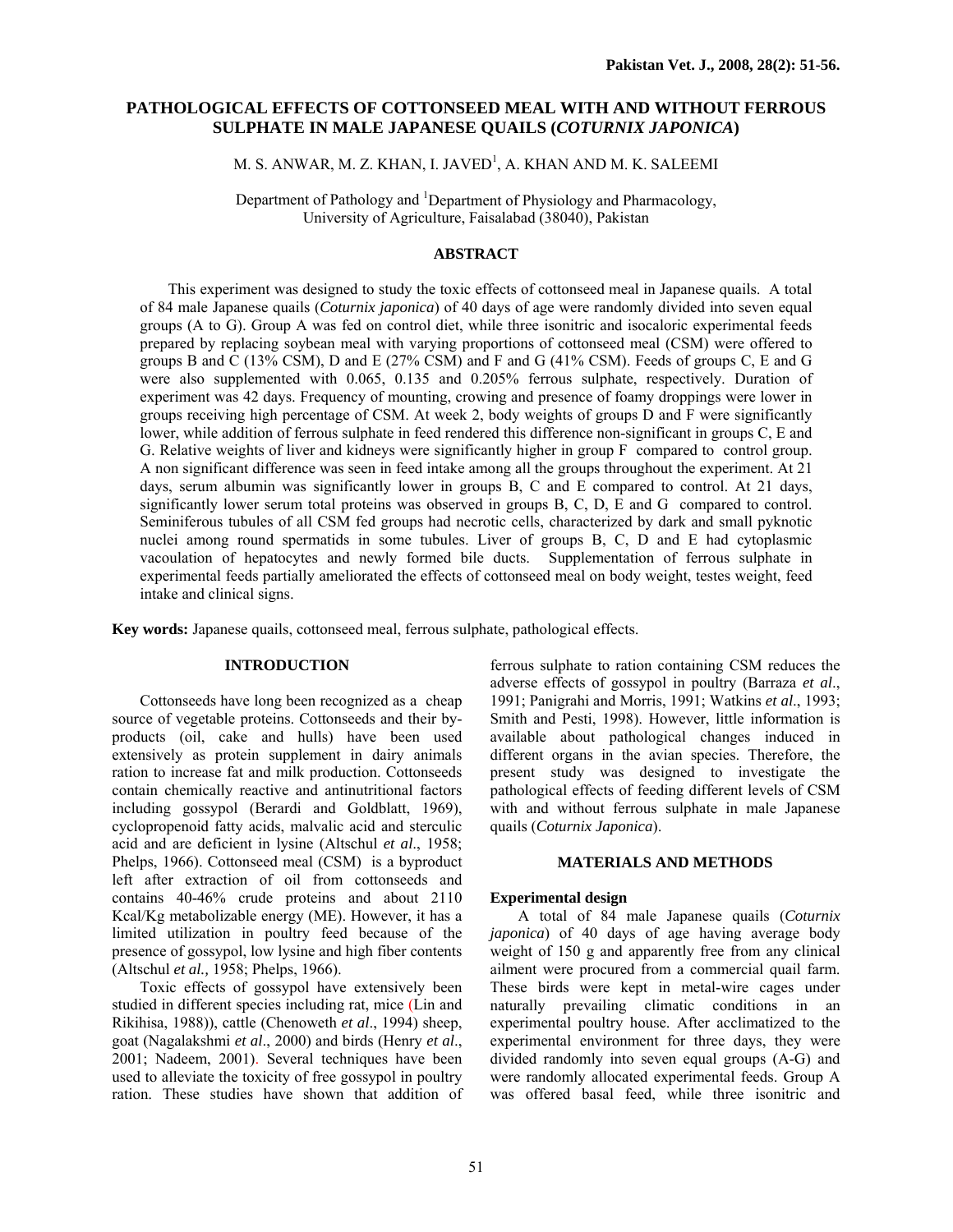# PATHOLOGICAL EFFECTS OF COTTONSEED MEAL WITH AND WITHOUT FERROUS SULPHATE IN MALE JAPANESE QUAILS (*COTURNIX JAPONICA*)

M. S. ANWAR, M. Z. KHAN, I. JAVED[1], A. KHAN AND M. K. SALEEMI

Department of Pathology and [1]Department of Physiology and Pharmacology, University of Agriculture, Faisalabad (38040), Pakistan

## ABSTRACT

This experiment was designed to study the toxic effects of cottonseed meal in Japanese quails. A total of 84 male Japanese quails (*Coturnix japonica*) of 40 days of age were randomly divided into seven equal groups (A to G). Group A was fed on control diet, while three isonitric and isocaloric experimental feeds prepared by replacing soybean meal with varying proportions of cottonseed meal (CSM) were offered to groups B and C (13% CSM), D and E (27% CSM) and F and G (41% CSM). Feeds of groups C, E and G were also supplemented with 0.065, 0.135 and 0.205% ferrous sulphate, respectively. Duration of experiment was 42 days. Frequency of mounting, crowing and presence of foamy droppings were lower in groups receiving high percentage of CSM. At week 2, body weights of groups D and F were significantly lower, while addition of ferrous sulphate in feed rendered this difference non-significant in groups C, E and G. Relative weights of liver and kidneys were significantly higher in group F compared to control group. A non significant difference was seen in feed intake among all the groups throughout the experiment. At 21 days, serum albumin was significantly lower in groups B, C and E compared to control. At 21 days, significantly lower serum total proteins was observed in groups B, C, D, E and G compared to control. Seminiferous tubules of all CSM fed groups had necrotic cells, characterized by dark and small pyknotic nuclei among round spermatids in some tubules. Liver of groups B, C, D and E had cytoplasmic vacoulation of hepatocytes and newly formed bile ducts. Supplementation of ferrous sulphate in experimental feeds partially ameliorated the effects of cottonseed meal on body weight, testes weight, feed intake and clinical signs.

**Key words:** Japanese quails, cottonseed meal, ferrous sulphate, pathological effects.

## INTRODUCTION

Cottonseeds have long been recognized as a cheap source of vegetable proteins. Cottonseeds and their by-products (oil, cake and hulls) have been used extensively as protein supplement in dairy animals ration to increase fat and milk production. Cottonseeds contain chemically reactive and antinutritional factors including gossypol (Berardi and Goldblatt, 1969), cyclopropenoid fatty acids, malvalic acid and sterculic acid and are deficient in lysine (Altschul *et al*., 1958; Phelps, 1966). Cottonseed meal (CSM) is a byproduct left after extraction of oil from cottonseeds and contains 40-46% crude proteins and about 2110 Kcal/Kg metabolizable energy (ME). However, it has a limited utilization in poultry feed because of the presence of gossypol, low lysine and high fiber contents (Altschul *et al.,* 1958; Phelps, 1966).

Toxic effects of gossypol have extensively been studied in different species including rat, mice (Lin and Rikihisa, 1988)), cattle (Chenoweth *et al*., 1994) sheep, goat (Nagalakshmi *et al*., 2000) and birds (Henry *et al*., 2001; Nadeem, 2001). Several techniques have been used to alleviate the toxicity of free gossypol in poultry ration. These studies have shown that addition of ferrous sulphate to ration containing CSM reduces the adverse effects of gossypol in poultry (Barraza *et al*., 1991; Panigrahi and Morris, 1991; Watkins *et al*., 1993; Smith and Pesti, 1998). However, little information is available about pathological changes induced in different organs in the avian species. Therefore, the present study was designed to investigate the pathological effects of feeding different levels of CSM with and without ferrous sulphate in male Japanese quails (*Coturnix Japonica*).

## MATERIALS AND METHODS

### Experimental design

A total of 84 male Japanese quails (*Coturnix japonica*) of 40 days of age having average body weight of 150 g and apparently free from any clinical ailment were procured from a commercial quail farm. These birds were kept in metal-wire cages under naturally prevailing climatic conditions in an experimental poultry house. After acclimatized to the experimental environment for three days, they were divided randomly into seven equal groups (A-G) and were randomly allocated experimental feeds. Group A was offered basal feed, while three isonitric and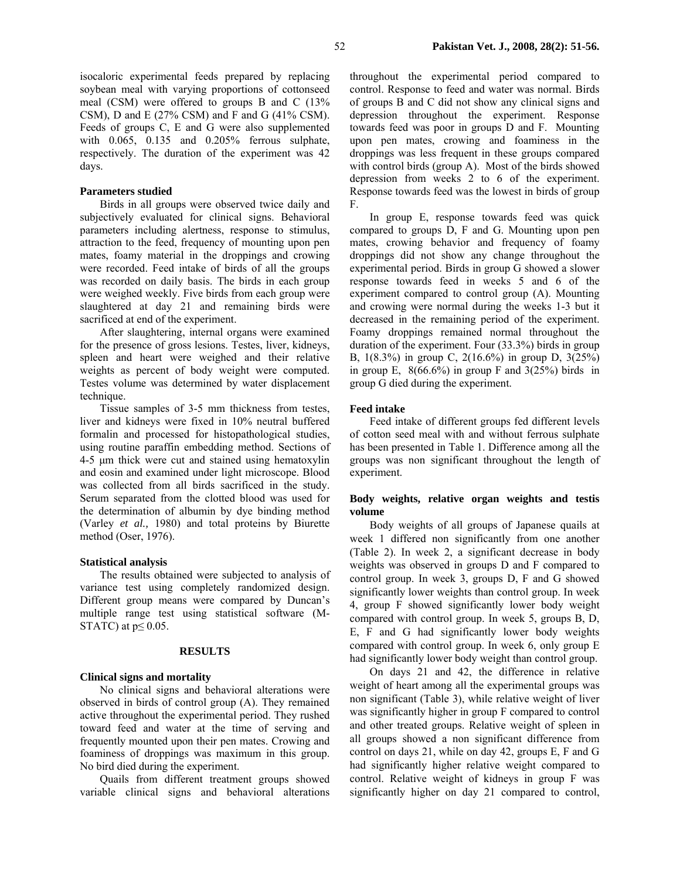isocaloric experimental feeds prepared by replacing soybean meal with varying proportions of cottonseed meal (CSM) were offered to groups B and C (13% CSM), D and E (27% CSM) and F and G (41% CSM). Feeds of groups C, E and G were also supplemented with 0.065, 0.135 and 0.205% ferrous sulphate, respectively. The duration of the experiment was 42 days.

### Parameters studied

Birds in all groups were observed twice daily and subjectively evaluated for clinical signs. Behavioral parameters including alertness, response to stimulus, attraction to the feed, frequency of mounting upon pen mates, foamy material in the droppings and crowing were recorded. Feed intake of birds of all the groups was recorded on daily basis. The birds in each group were weighed weekly. Five birds from each group were slaughtered at day 21 and remaining birds were sacrificed at end of the experiment.

After slaughtering, internal organs were examined for the presence of gross lesions. Testes, liver, kidneys, spleen and heart were weighed and their relative weights as percent of body weight were computed. Testes volume was determined by water displacement technique.

Tissue samples of 3-5 mm thickness from testes, liver and kidneys were fixed in 10% neutral buffered formalin and processed for histopathological studies, using routine paraffin embedding method. Sections of 4-5 μm thick were cut and stained using hematoxylin and eosin and examined under light microscope. Blood was collected from all birds sacrificed in the study. Serum separated from the clotted blood was used for the determination of albumin by dye binding method (Varley *et al.,* 1980) and total proteins by Biurette method (Oser, 1976).

### Statistical analysis

The results obtained were subjected to analysis of variance test using completely randomized design. Different group means were compared by Duncan's multiple range test using statistical software (M-STATC) at $p \leq 0.05$.

## RESULTS

### Clinical signs and mortality

No clinical signs and behavioral alterations were observed in birds of control group (A). They remained active throughout the experimental period. They rushed toward feed and water at the time of serving and frequently mounted upon their pen mates. Crowing and foaminess of droppings was maximum in this group. No bird died during the experiment.

Quails from different treatment groups showed variable clinical signs and behavioral alterations throughout the experimental period compared to control. Response to feed and water was normal. Birds of groups B and C did not show any clinical signs and depression throughout the experiment. Response towards feed was poor in groups D and F. Mounting upon pen mates, crowing and foaminess in the droppings was less frequent in these groups compared with control birds (group A). Most of the birds showed depression from weeks 2 to 6 of the experiment. Response towards feed was the lowest in birds of group F.

In group E, response towards feed was quick compared to groups D, F and G. Mounting upon pen mates, crowing behavior and frequency of foamy droppings did not show any change throughout the experimental period. Birds in group G showed a slower response towards feed in weeks 5 and 6 of the experiment compared to control group (A). Mounting and crowing were normal during the weeks 1-3 but it decreased in the remaining period of the experiment. Foamy droppings remained normal throughout the duration of the experiment. Four (33.3%) birds in group B, 1(8.3%) in group C, 2(16.6%) in group D, 3(25%) in group E, 8(66.6%) in group F and 3(25%) birds in group G died during the experiment.

### Feed intake

Feed intake of different groups fed different levels of cotton seed meal with and without ferrous sulphate has been presented in Table 1. Difference among all the groups was non significant throughout the length of experiment.

### Body weights, relative organ weights and testis volume

Body weights of all groups of Japanese quails at week 1 differed non significantly from one another (Table 2). In week 2, a significant decrease in body weights was observed in groups D and F compared to control group. In week 3, groups D, F and G showed significantly lower weights than control group. In week 4, group F showed significantly lower body weight compared with control group. In week 5, groups B, D, E, F and G had significantly lower body weights compared with control group. In week 6, only group E had significantly lower body weight than control group.

On days 21 and 42, the difference in relative weight of heart among all the experimental groups was non significant (Table 3), while relative weight of liver was significantly higher in group F compared to control and other treated groups. Relative weight of spleen in all groups showed a non significant difference from control on days 21, while on day 42, groups E, F and G had significantly higher relative weight compared to control. Relative weight of kidneys in group F was significantly higher on day 21 compared to control,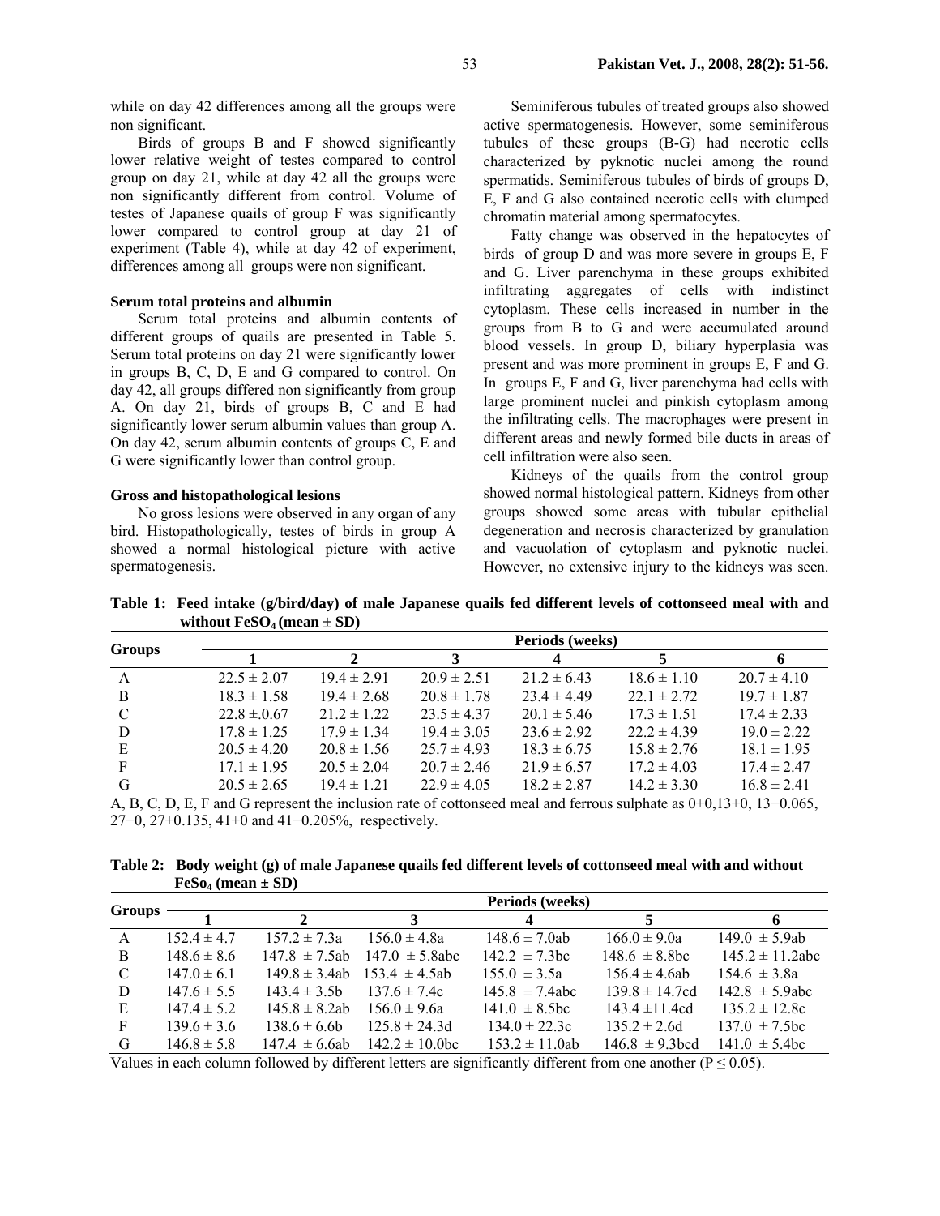while on day 42 differences among all the groups were non significant.

Birds of groups B and F showed significantly lower relative weight of testes compared to control group on day 21, while at day 42 all the groups were non significantly different from control. Volume of testes of Japanese quails of group F was significantly lower compared to control group at day 21 of experiment (Table 4), while at day 42 of experiment, differences among all groups were non significant.

### Serum total proteins and albumin

Serum total proteins and albumin contents of different groups of quails are presented in Table 5. Serum total proteins on day 21 were significantly lower in groups B, C, D, E and G compared to control. On day 42, all groups differed non significantly from group A. On day 21, birds of groups B, C and E had significantly lower serum albumin values than group A. On day 42, serum albumin contents of groups C, E and G were significantly lower than control group.

### Gross and histopathological lesions

No gross lesions were observed in any organ of any bird. Histopathologically, testes of birds in group A showed a normal histological picture with active spermatogenesis.

Seminiferous tubules of treated groups also showed active spermatogenesis. However, some seminiferous tubules of these groups (B-G) had necrotic cells characterized by pyknotic nuclei among the round spermatids. Seminiferous tubules of birds of groups D, E, F and G also contained necrotic cells with clumped chromatin material among spermatocytes.

Fatty change was observed in the hepatocytes of birds of group D and was more severe in groups E, F and G. Liver parenchyma in these groups exhibited infiltrating aggregates of cells with indistinct cytoplasm. These cells increased in number in the groups from B to G and were accumulated around blood vessels. In group D, biliary hyperplasia was present and was more prominent in groups E, F and G. In groups E, F and G, liver parenchyma had cells with large prominent nuclei and pinkish cytoplasm among the infiltrating cells. The macrophages were present in different areas and newly formed bile ducts in areas of cell infiltration were also seen.

Kidneys of the quails from the control group showed normal histological pattern. Kidneys from other groups showed some areas with tubular epithelial degeneration and necrosis characterized by granulation and vacuolation of cytoplasm and pyknotic nuclei. However, no extensive injury to the kidneys was seen.

**Table 1: Feed intake (g/bird/day) of male Japanese quails fed different levels of cottonseed meal with and without $FeSO_4$ (mean ± SD)**

| Groups | Periods (weeks) | | | | | |
|---|---|---|---|---|---|---|
| | 1 | 2 | 3 | 4 | 5 | 6 |
| A | 22.5 ± 2.07 | 19.4 ± 2.91 | 20.9 ± 2.51 | 21.2 ± 6.43 | 18.6 ± 1.10 | 20.7 ± 4.10 |
| B | 18.3 ± 1.58 | 19.4 ± 2.68 | 20.8 ± 1.78 | 23.4 ± 4.49 | 22.1 ± 2.72 | 19.7 ± 1.87 |
| C | 22.8 ±.0.67 | 21.2 ± 1.22 | 23.5 ± 4.37 | 20.1 ± 5.46 | 17.3 ± 1.51 | 17.4 ± 2.33 |
| D | 17.8 ± 1.25 | 17.9 ± 1.34 | 19.4 ± 3.05 | 23.6 ± 2.92 | 22.2 ± 4.39 | 19.0 ± 2.22 |
| E | 20.5 ± 4.20 | 20.8 ± 1.56 | 25.7 ± 4.93 | 18.3 ± 6.75 | 15.8 ± 2.76 | 18.1 ± 1.95 |
| F | 17.1 ± 1.95 | 20.5 ± 2.04 | 20.7 ± 2.46 | 21.9 ± 6.57 | 17.2 ± 4.03 | 17.4 ± 2.47 |
| G | 20.5 ± 2.65 | 19.4 ± 1.21 | 22.9 ± 4.05 | 18.2 ± 2.87 | 14.2 ± 3.30 | 16.8 ± 2.41 |

A, B, C, D, E, F and G represent the inclusion rate of cottonseed meal and ferrous sulphate as 0+0,13+0, 13+0.065, 27+0, 27+0.135, 41+0 and 41+0.205%, respectively.

**Table 2: Body weight (g) of male Japanese quails fed different levels of cottonseed meal with and without $FeSo_4$ (mean ± SD)**

| Groups | Periods (weeks) | | | | | |
|---|---|---|---|---|---|---|
| | 1 | 2 | 3 | 4 | 5 | 6 |
| A | 152.4 ± 4.7 | 157.2 ± 7.3a | 156.0 ± 4.8a | 148.6 ± 7.0ab | 166.0 ± 9.0a | 149.0 ± 5.9ab |
| B | 148.6 ± 8.6 | 147.8 ± 7.5ab | 147.0 ± 5.8abc | 142.2 ± 7.3bc | 148.6 ± 8.8bc | 145.2 ± 11.2abc |
| C | 147.0 ± 6.1 | 149.8 ± 3.4ab | 153.4 ± 4.5ab | 155.0 ± 3.5a | 156.4 ± 4.6ab | 154.6 ± 3.8a |
| D | 147.6 ± 5.5 | 143.4 ± 3.5b | 137.6 ± 7.4c | 145.8 ± 7.4abc | 139.8 ± 14.7cd | 142.8 ± 5.9abc |
| E | 147.4 ± 5.2 | 145.8 ± 8.2ab | 156.0 ± 9.6a | 141.0 ± 8.5bc | 143.4 ±11.4cd | 135.2 ± 12.8c |
| F | 139.6 ± 3.6 | 138.6 ± 6.6b | 125.8 ± 24.3d | 134.0 ± 22.3c | 135.2 ± 2.6d | 137.0 ± 7.5bc |
| G | 146.8 ± 5.8 | 147.4 ± 6.6ab | 142.2 ± 10.0bc | 153.2 ± 11.0ab | 146.8 ± 9.3bcd | 141.0 ± 5.4bc |

Values in each column followed by different letters are significantly different from one another ($P \leq 0.05$).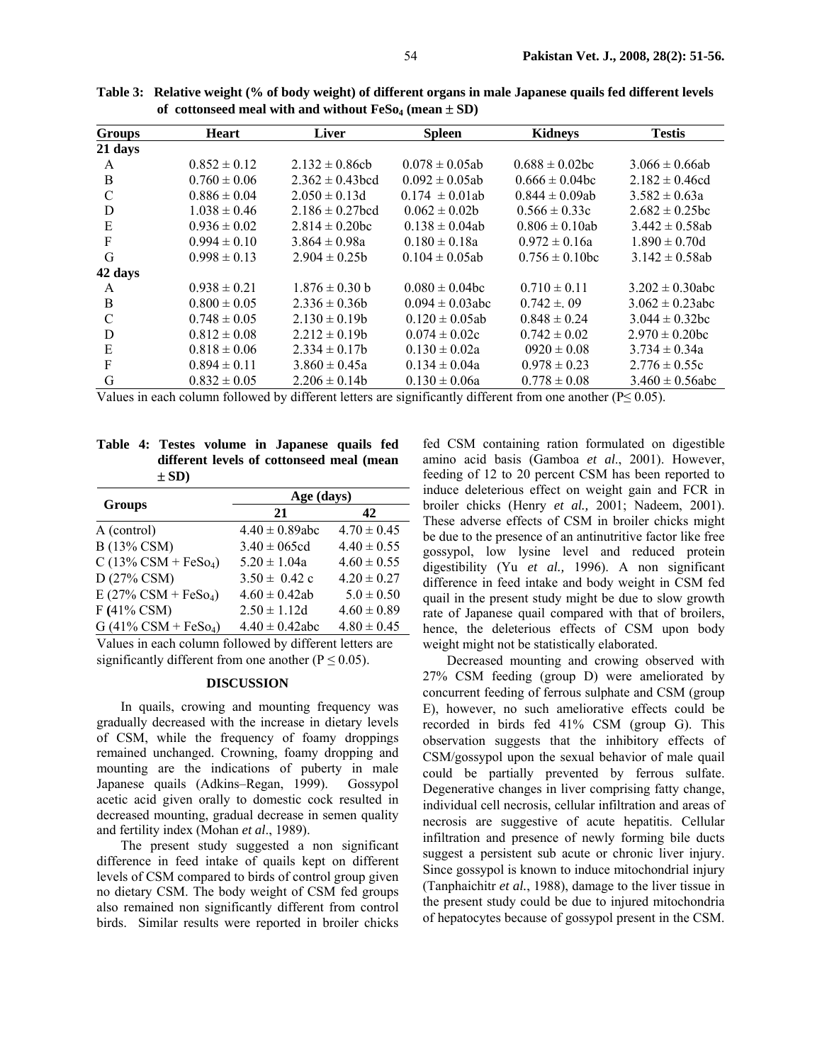**Table 3: Relative weight (% of body weight) of different organs in male Japanese quails fed different levels of cottonseed meal with and without $FeSo_4$ (mean ± SD)**

| Groups | Heart | Liver | Spleen | Kidneys | Testis |
|---|---|---|---|---|---|
| **21 days** | | | | | |
| A | 0.852 ± 0.12 | 2.132 ± 0.86cb | 0.078 ± 0.05ab | 0.688 ± 0.02bc | 3.066 ± 0.66ab |
| B | 0.760 ± 0.06 | 2.362 ± 0.43bcd | 0.092 ± 0.05ab | 0.666 ± 0.04bc | 2.182 ± 0.46cd |
| C | 0.886 ± 0.04 | 2.050 ± 0.13d | 0.174 ± 0.01ab | 0.844 ± 0.09ab | 3.582 ± 0.63a |
| D | 1.038 ± 0.46 | 2.186 ± 0.27bcd | 0.062 ± 0.02b | 0.566 ± 0.33c | 2.682 ± 0.25bc |
| E | 0.936 ± 0.02 | 2.814 ± 0.20bc | 0.138 ± 0.04ab | 0.806 ± 0.10ab | 3.442 ± 0.58ab |
| F | 0.994 ± 0.10 | 3.864 ± 0.98a | 0.180 ± 0.18a | 0.972 ± 0.16a | 1.890 ± 0.70d |
| G | 0.998 ± 0.13 | 2.904 ± 0.25b | 0.104 ± 0.05ab | 0.756 ± 0.10bc | 3.142 ± 0.58ab |
| **42 days** | | | | | |
| A | 0.938 ± 0.21 | 1.876 ± 0.30 b | 0.080 ± 0.04bc | 0.710 ± 0.11 | 3.202 ± 0.30abc |
| B | 0.800 ± 0.05 | 2.336 ± 0.36b | 0.094 ± 0.03abc | 0.742 ±. 09 | 3.062 ± 0.23abc |
| C | 0.748 ± 0.05 | 2.130 ± 0.19b | 0.120 ± 0.05ab | 0.848 ± 0.24 | 3.044 ± 0.32bc |
| D | 0.812 ± 0.08 | 2.212 ± 0.19b | 0.074 ± 0.02c | 0.742 ± 0.02 | 2.970 ± 0.20bc |
| E | 0.818 ± 0.06 | 2.334 ± 0.17b | 0.130 ± 0.02a | 0920 ± 0.08 | 3.734 ± 0.34a |
| F | 0.894 ± 0.11 | 3.860 ± 0.45a | 0.134 ± 0.04a | 0.978 ± 0.23 | 2.776 ± 0.55c |
| G | 0.832 ± 0.05 | 2.206 ± 0.14b | 0.130 ± 0.06a | 0.778 ± 0.08 | 3.460 ± 0.56abc |

Values in each column followed by different letters are significantly different from one another ($P \leq 0.05$).

**Table 4: Testes volume in Japanese quails fed different levels of cottonseed meal (mean ± SD)**

| Groups | Age (days) | |
|---|---|---|
| | 21 | 42 |
| A (control) | 4.40 ± 0.89abc | 4.70 ± 0.45 |
| B (13% CSM) | 3.40 ± 065cd | 4.40 ± 0.55 |
| C (13% CSM + $FeSo_4$) | 5.20 ± 1.04a | 4.60 ± 0.55 |
| D (27% CSM) | 3.50 ± 0.42 c | 4.20 ± 0.27 |
| E (27% CSM + $FeSo_4$) | 4.60 ± 0.42ab | 5.0 ± 0.50 |
| F (41% CSM) | 2.50 ± 1.12d | 4.60 ± 0.89 |
| G (41% CSM + $FeSo_4$) | 4.40 ± 0.42abc | 4.80 ± 0.45 |

Values in each column followed by different letters are significantly different from one another ($P \leq 0.05$).

## DISCUSSION

In quails, crowing and mounting frequency was gradually decreased with the increase in dietary levels of CSM, while the frequency of foamy droppings remained unchanged. Crowning, foamy dropping and mounting are the indications of puberty in male Japanese quails (Adkins–Regan, 1999). Gossypol acetic acid given orally to domestic cock resulted in decreased mounting, gradual decrease in semen quality and fertility index (Mohan *et al*., 1989).

The present study suggested a non significant difference in feed intake of quails kept on different levels of CSM compared to birds of control group given no dietary CSM. The body weight of CSM fed groups also remained non significantly different from control birds. Similar results were reported in broiler chicks fed CSM containing ration formulated on digestible amino acid basis (Gamboa *et al*., 2001). However, feeding of 12 to 20 percent CSM has been reported to induce deleterious effect on weight gain and FCR in broiler chicks (Henry *et al.,* 2001; Nadeem, 2001). These adverse effects of CSM in broiler chicks might be due to the presence of an antinutritive factor like free gossypol, low lysine level and reduced protein digestibility (Yu *et al.,* 1996). A non significant difference in feed intake and body weight in CSM fed quail in the present study might be due to slow growth rate of Japanese quail compared with that of broilers, hence, the deleterious effects of CSM upon body weight might not be statistically elaborated.

Decreased mounting and crowing observed with 27% CSM feeding (group D) were ameliorated by concurrent feeding of ferrous sulphate and CSM (group E), however, no such ameliorative effects could be recorded in birds fed 41% CSM (group G). This observation suggests that the inhibitory effects of CSM/gossypol upon the sexual behavior of male quail could be partially prevented by ferrous sulfate. Degenerative changes in liver comprising fatty change, individual cell necrosis, cellular infiltration and areas of necrosis are suggestive of acute hepatitis. Cellular infiltration and presence of newly forming bile ducts suggest a persistent sub acute or chronic liver injury. Since gossypol is known to induce mitochondrial injury (Tanphaichitr *et al.*, 1988), damage to the liver tissue in the present study could be due to injured mitochondria of hepatocytes because of gossypol present in the CSM.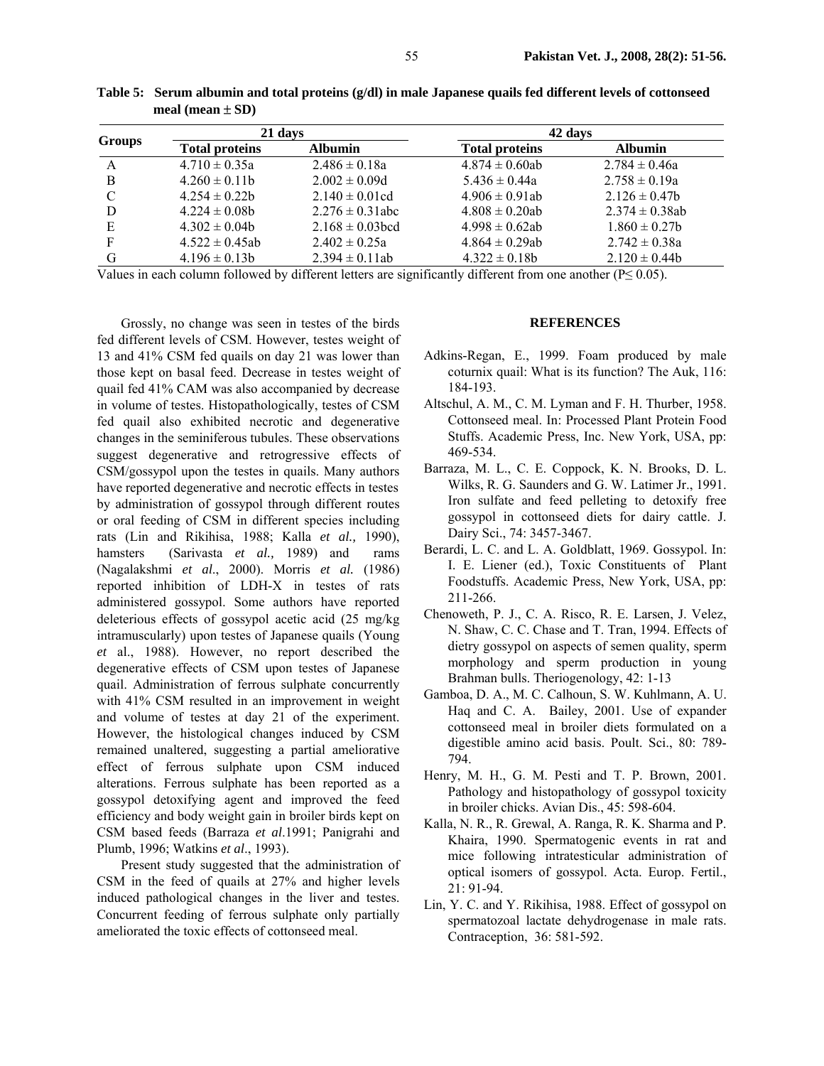**Table 5: Serum albumin and total proteins (g/dl) in male Japanese quails fed different levels of cottonseed meal (mean ± SD)**

| Groups | 21 days | | 42 days | |
|---|---|---|---|---|
| | Total proteins | Albumin | Total proteins | Albumin |
| A | 4.710 ± 0.35a | 2.486 ± 0.18a | 4.874 ± 0.60ab | 2.784 ± 0.46a |
| B | 4.260 ± 0.11b | 2.002 ± 0.09d | 5.436 ± 0.44a | 2.758 ± 0.19a |
| C | 4.254 ± 0.22b | 2.140 ± 0.01cd | 4.906 ± 0.91ab | 2.126 ± 0.47b |
| D | 4.224 ± 0.08b | 2.276 ± 0.31abc | 4.808 ± 0.20ab | 2.374 ± 0.38ab |
| E | 4.302 ± 0.04b | 2.168 ± 0.03bcd | 4.998 ± 0.62ab | 1.860 ± 0.27b |
| F | 4.522 ± 0.45ab | 2.402 ± 0.25a | 4.864 ± 0.29ab | 2.742 ± 0.38a |
| G | 4.196 ± 0.13b | 2.394 ± 0.11ab | 4.322 ± 0.18b | 2.120 ± 0.44b |

Values in each column followed by different letters are significantly different from one another ($P \leq 0.05$).

Grossly, no change was seen in testes of the birds fed different levels of CSM. However, testes weight of 13 and 41% CSM fed quails on day 21 was lower than those kept on basal feed. Decrease in testes weight of quail fed 41% CAM was also accompanied by decrease in volume of testes. Histopathologically, testes of CSM fed quail also exhibited necrotic and degenerative changes in the seminiferous tubules. These observations suggest degenerative and retrogressive effects of CSM/gossypol upon the testes in quails. Many authors have reported degenerative and necrotic effects in testes by administration of gossypol through different routes or oral feeding of CSM in different species including rats (Lin and Rikihisa, 1988; Kalla *et al.,* 1990), hamsters (Sarivasta *et al.,* 1989) and rams (Nagalakshmi *et al*., 2000). Morris *et al.* (1986) reported inhibition of LDH-X in testes of rats administered gossypol. Some authors have reported deleterious effects of gossypol acetic acid (25 mg/kg intramuscularly) upon testes of Japanese quails (Young *et* al., 1988). However, no report described the degenerative effects of CSM upon testes of Japanese quail. Administration of ferrous sulphate concurrently with 41% CSM resulted in an improvement in weight and volume of testes at day 21 of the experiment. However, the histological changes induced by CSM remained unaltered, suggesting a partial ameliorative effect of ferrous sulphate upon CSM induced alterations. Ferrous sulphate has been reported as a gossypol detoxifying agent and improved the feed efficiency and body weight gain in broiler birds kept on CSM based feeds (Barraza *et al*.1991; Panigrahi and Plumb, 1996; Watkins *et al*., 1993).

Present study suggested that the administration of CSM in the feed of quails at 27% and higher levels induced pathological changes in the liver and testes. Concurrent feeding of ferrous sulphate only partially ameliorated the toxic effects of cottonseed meal.

## REFERENCES

Adkins-Regan, E., 1999. Foam produced by male coturnix quail: What is its function? The Auk, 116: 184-193.

Altschul, A. M., C. M. Lyman and F. H. Thurber, 1958. Cottonseed meal. In: Processed Plant Protein Food Stuffs. Academic Press, Inc. New York, USA, pp: 469-534.

Barraza, M. L., C. E. Coppock, K. N. Brooks, D. L. Wilks, R. G. Saunders and G. W. Latimer Jr., 1991. Iron sulfate and feed pelleting to detoxify free gossypol in cottonseed diets for dairy cattle. J. Dairy Sci., 74: 3457-3467.

Berardi, L. C. and L. A. Goldblatt, 1969. Gossypol. In: I. E. Liener (ed.), Toxic Constituents of Plant Foodstuffs. Academic Press, New York, USA, pp: 211-266.

Chenoweth, P. J., C. A. Risco, R. E. Larsen, J. Velez, N. Shaw, C. C. Chase and T. Tran, 1994. Effects of dietry gossypol on aspects of semen quality, sperm morphology and sperm production in young Brahman bulls. Theriogenology, 42: 1-13

Gamboa, D. A., M. C. Calhoun, S. W. Kuhlmann, A. U. Haq and C. A. Bailey, 2001. Use of expander cottonseed meal in broiler diets formulated on a digestible amino acid basis. Poult. Sci., 80: 789-794.

Henry, M. H., G. M. Pesti and T. P. Brown, 2001. Pathology and histopathology of gossypol toxicity in broiler chicks. Avian Dis., 45: 598-604.

Kalla, N. R., R. Grewal, A. Ranga, R. K. Sharma and P. Khaira, 1990. Spermatogenic events in rat and mice following intratesticular administration of optical isomers of gossypol. Acta. Europ. Fertil., 21: 91-94.

Lin, Y. C. and Y. Rikihisa, 1988. Effect of gossypol on spermatozoal lactate dehydrogenase in male rats. Contraception, 36: 581-592.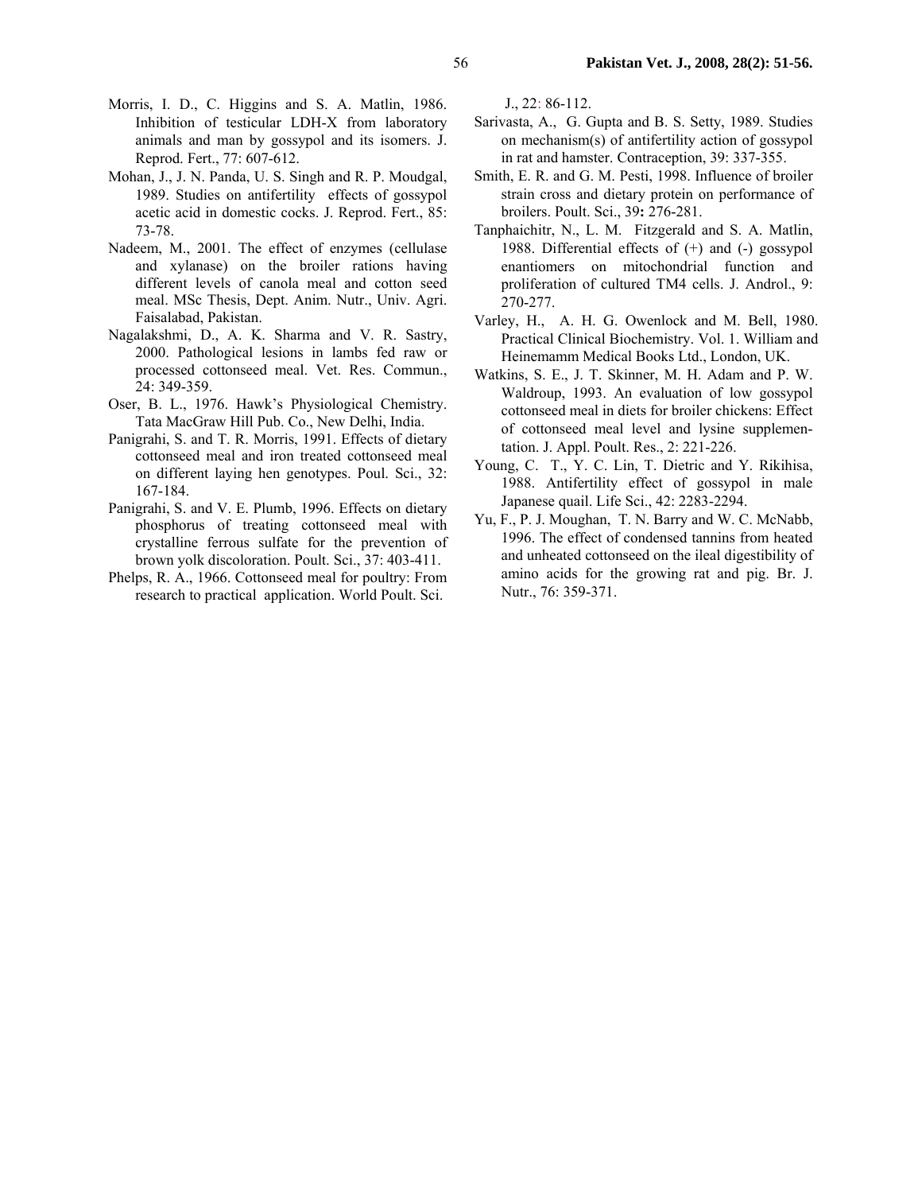Morris, I. D., C. Higgins and S. A. Matlin, 1986. Inhibition of testicular LDH-X from laboratory animals and man by gossypol and its isomers. J. Reprod. Fert., 77: 607-612.

Mohan, J., J. N. Panda, U. S. Singh and R. P. Moudgal, 1989. Studies on antifertility effects of gossypol acetic acid in domestic cocks. J. Reprod. Fert., 85: 73-78.

Nadeem, M., 2001. The effect of enzymes (cellulase and xylanase) on the broiler rations having different levels of canola meal and cotton seed meal. MSc Thesis, Dept. Anim. Nutr., Univ. Agri. Faisalabad, Pakistan.

Nagalakshmi, D., A. K. Sharma and V. R. Sastry, 2000. Pathological lesions in lambs fed raw or processed cottonseed meal. Vet. Res. Commun., 24: 349-359.

Oser, B. L., 1976. Hawk's Physiological Chemistry. Tata MacGraw Hill Pub. Co., New Delhi, India.

Panigrahi, S. and T. R. Morris, 1991. Effects of dietary cottonseed meal and iron treated cottonseed meal on different laying hen genotypes. Poul. Sci., 32: 167-184.

Panigrahi, S. and V. E. Plumb, 1996. Effects on dietary phosphorus of treating cottonseed meal with crystalline ferrous sulfate for the prevention of brown yolk discoloration. Poult. Sci., 37: 403-411.

Phelps, R. A., 1966. Cottonseed meal for poultry: From research to practical application. World Poult. Sci. J., 22: 86-112.

Sarivasta, A., G. Gupta and B. S. Setty, 1989. Studies on mechanism(s) of antifertility action of gossypol in rat and hamster. Contraception, 39: 337-355.

Smith, E. R. and G. M. Pesti, 1998. Influence of broiler strain cross and dietary protein on performance of broilers. Poult. Sci., 39**:** 276-281.

Tanphaichitr, N., L. M. Fitzgerald and S. A. Matlin, 1988. Differential effects of (+) and (-) gossypol enantiomers on mitochondrial function and proliferation of cultured TM4 cells. J. Androl., 9: 270-277.

Varley, H., A. H. G. Owenlock and M. Bell, 1980. Practical Clinical Biochemistry. Vol. 1. William and Heinemamm Medical Books Ltd., London, UK.

Watkins, S. E., J. T. Skinner, M. H. Adam and P. W. Waldroup, 1993. An evaluation of low gossypol cottonseed meal in diets for broiler chickens: Effect of cottonseed meal level and lysine supplementation. J. Appl. Poult. Res., 2: 221-226.

Young, C. T., Y. C. Lin, T. Dietric and Y. Rikihisa, 1988. Antifertility effect of gossypol in male Japanese quail. Life Sci., 42: 2283-2294.

Yu, F., P. J. Moughan, T. N. Barry and W. C. McNabb, 1996. The effect of condensed tannins from heated and unheated cottonseed on the ileal digestibility of amino acids for the growing rat and pig. Br. J. Nutr., 76: 359-371.